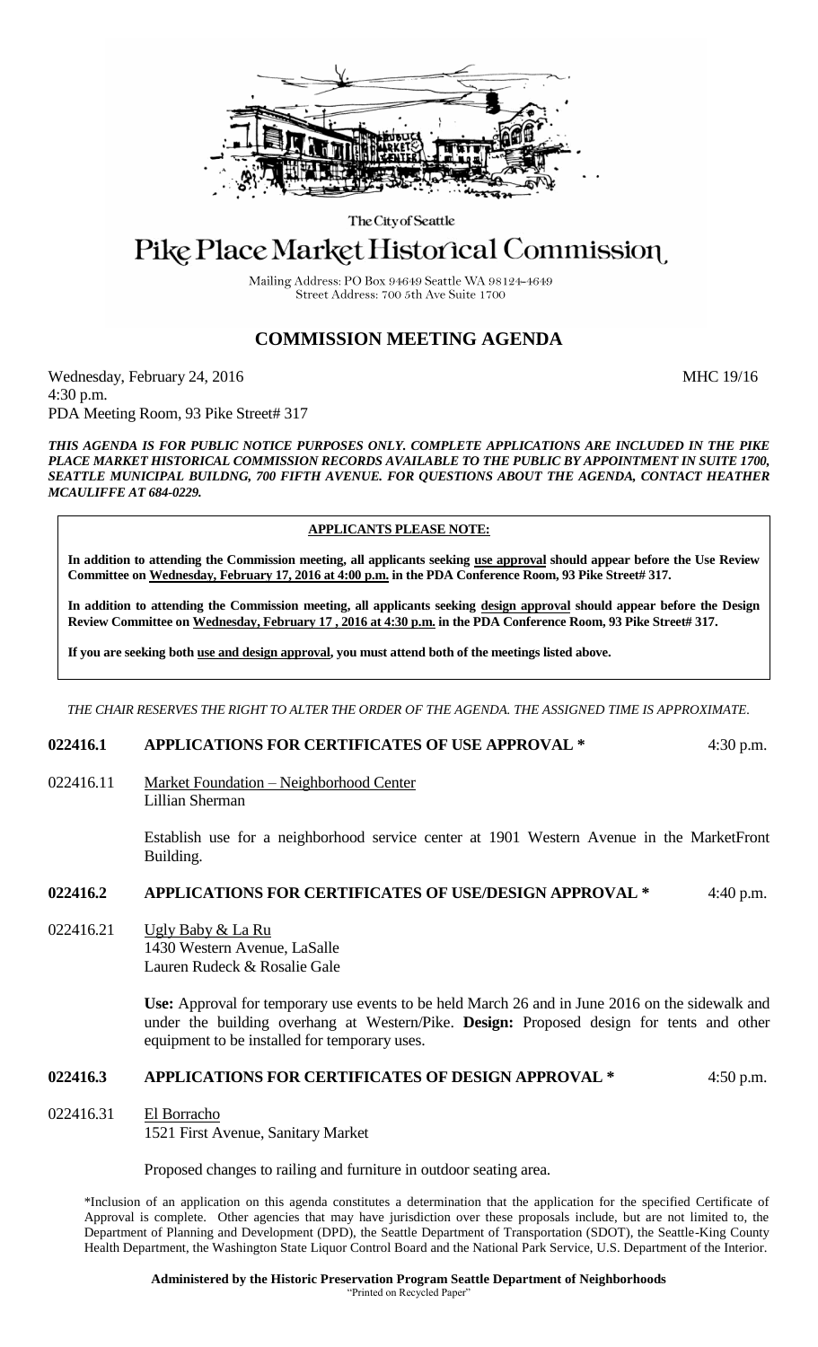The City of Seattle

# Pike Place Market Historical Commission

Mailing Address: PO Box 94649 Seattle WA 98124-4649
Street Address: 700 5th Ave Suite 1700

## COMMISSION MEETING AGENDA

Wednesday, February 24, 2016 MHC 19/16
4:30 p.m.
PDA Meeting Room, 93 Pike Street# 317

***THIS AGENDA IS FOR PUBLIC NOTICE PURPOSES ONLY. COMPLETE APPLICATIONS ARE INCLUDED IN THE PIKE PLACE MARKET HISTORICAL COMMISSION RECORDS AVAILABLE TO THE PUBLIC BY APPOINTMENT IN SUITE 1700, SEATTLE MUNICIPAL BUILDNG, 700 FIFTH AVENUE. FOR QUESTIONS ABOUT THE AGENDA, CONTACT HEATHER MCAULIFFE AT 684-0229.***

**APPLICANTS PLEASE NOTE:**

**In addition to attending the Commission meeting, all applicants seeking use approval should appear before the Use Review Committee on Wednesday, February 17, 2016 at 4:00 p.m. in the PDA Conference Room, 93 Pike Street# 317.**

**In addition to attending the Commission meeting, all applicants seeking design approval should appear before the Design Review Committee on Wednesday, February 17 , 2016 at 4:30 p.m. in the PDA Conference Room, 93 Pike Street# 317.**

**If you are seeking both use and design approval, you must attend both of the meetings listed above.**

*THE CHAIR RESERVES THE RIGHT TO ALTER THE ORDER OF THE AGENDA. THE ASSIGNED TIME IS APPROXIMATE.*

**022416.1 APPLICATIONS FOR CERTIFICATES OF USE APPROVAL \*** 4:30 p.m.

022416.11 Market Foundation – Neighborhood Center
Lillian Sherman

Establish use for a neighborhood service center at 1901 Western Avenue in the MarketFront Building.

**022416.2 APPLICATIONS FOR CERTIFICATES OF USE/DESIGN APPROVAL \*** 4:40 p.m.

022416.21 Ugly Baby & La Ru
1430 Western Avenue, LaSalle
Lauren Rudeck & Rosalie Gale

**Use:** Approval for temporary use events to be held March 26 and in June 2016 on the sidewalk and under the building overhang at Western/Pike. **Design:** Proposed design for tents and other equipment to be installed for temporary uses.

**022416.3 APPLICATIONS FOR CERTIFICATES OF DESIGN APPROVAL \*** 4:50 p.m.

022416.31 El Borracho
1521 First Avenue, Sanitary Market

Proposed changes to railing and furniture in outdoor seating area.

\*Inclusion of an application on this agenda constitutes a determination that the application for the specified Certificate of Approval is complete. Other agencies that may have jurisdiction over these proposals include, but are not limited to, the Department of Planning and Development (DPD), the Seattle Department of Transportation (SDOT), the Seattle-King County Health Department, the Washington State Liquor Control Board and the National Park Service, U.S. Department of the Interior.

**Administered by the Historic Preservation Program Seattle Department of Neighborhoods**
"Printed on Recycled Paper"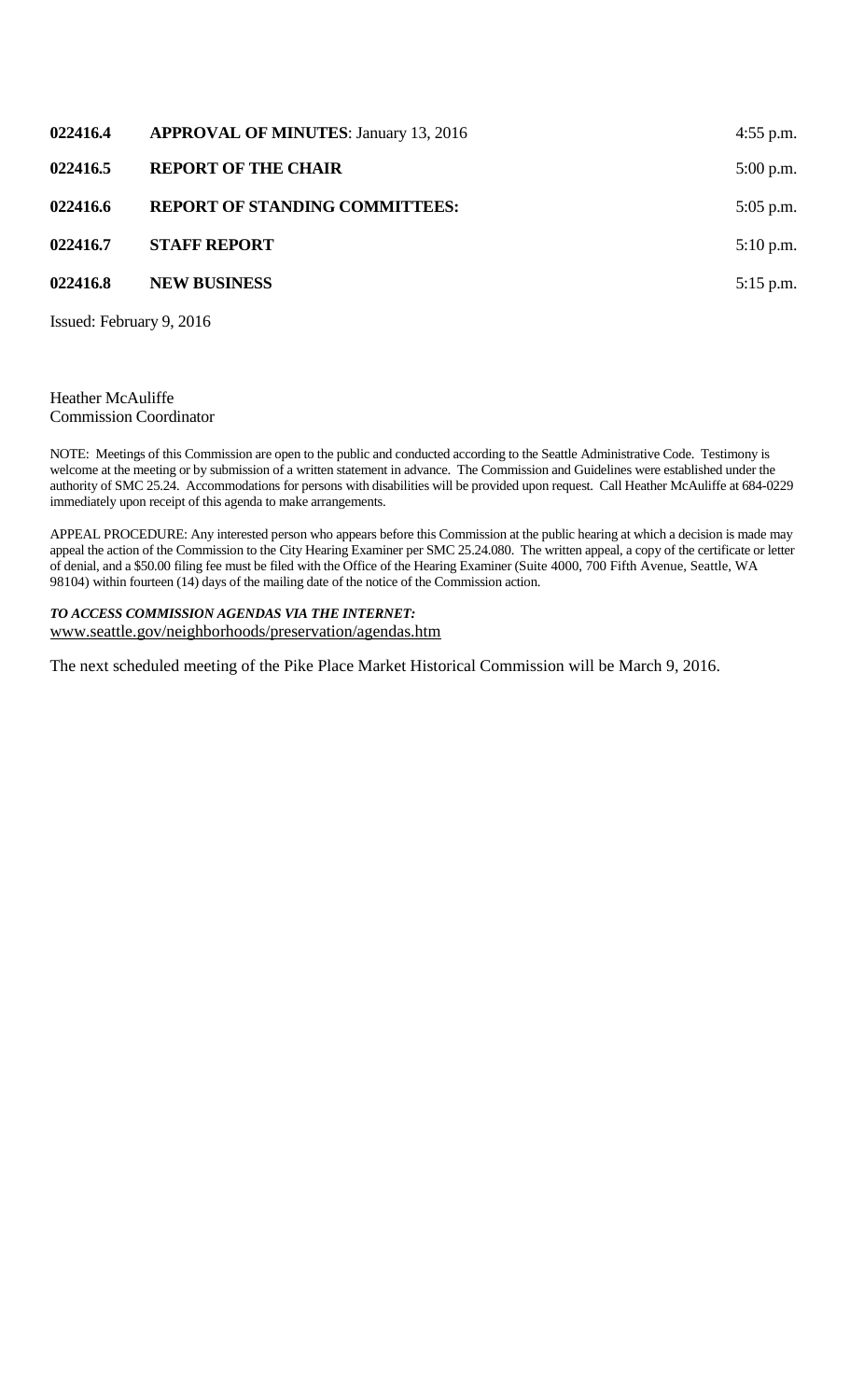| | | |
|---|---|---|
| **022416.4** | **APPROVAL OF MINUTES**: January 13, 2016 | 4:55 p.m. |
| **022416.5** | **REPORT OF THE CHAIR** | 5:00 p.m. |
| **022416.6** | **REPORT OF STANDING COMMITTEES:** | 5:05 p.m. |
| **022416.7** | **STAFF REPORT** | 5:10 p.m. |
| **022416.8** | **NEW BUSINESS** | 5:15 p.m. |

Issued: February 9, 2016

Heather McAuliffe
Commission Coordinator

NOTE: Meetings of this Commission are open to the public and conducted according to the Seattle Administrative Code. Testimony is welcome at the meeting or by submission of a written statement in advance. The Commission and Guidelines were established under the authority of SMC 25.24. Accommodations for persons with disabilities will be provided upon request. Call Heather McAuliffe at 684-0229 immediately upon receipt of this agenda to make arrangements.

APPEAL PROCEDURE: Any interested person who appears before this Commission at the public hearing at which a decision is made may appeal the action of the Commission to the City Hearing Examiner per SMC 25.24.080. The written appeal, a copy of the certificate or letter of denial, and a $50.00 filing fee must be filed with the Office of the Hearing Examiner (Suite 4000, 700 Fifth Avenue, Seattle, WA 98104) within fourteen (14) days of the mailing date of the notice of the Commission action.

***TO ACCESS COMMISSION AGENDAS VIA THE INTERNET:***
www.seattle.gov/neighborhoods/preservation/agendas.htm

The next scheduled meeting of the Pike Place Market Historical Commission will be March 9, 2016.